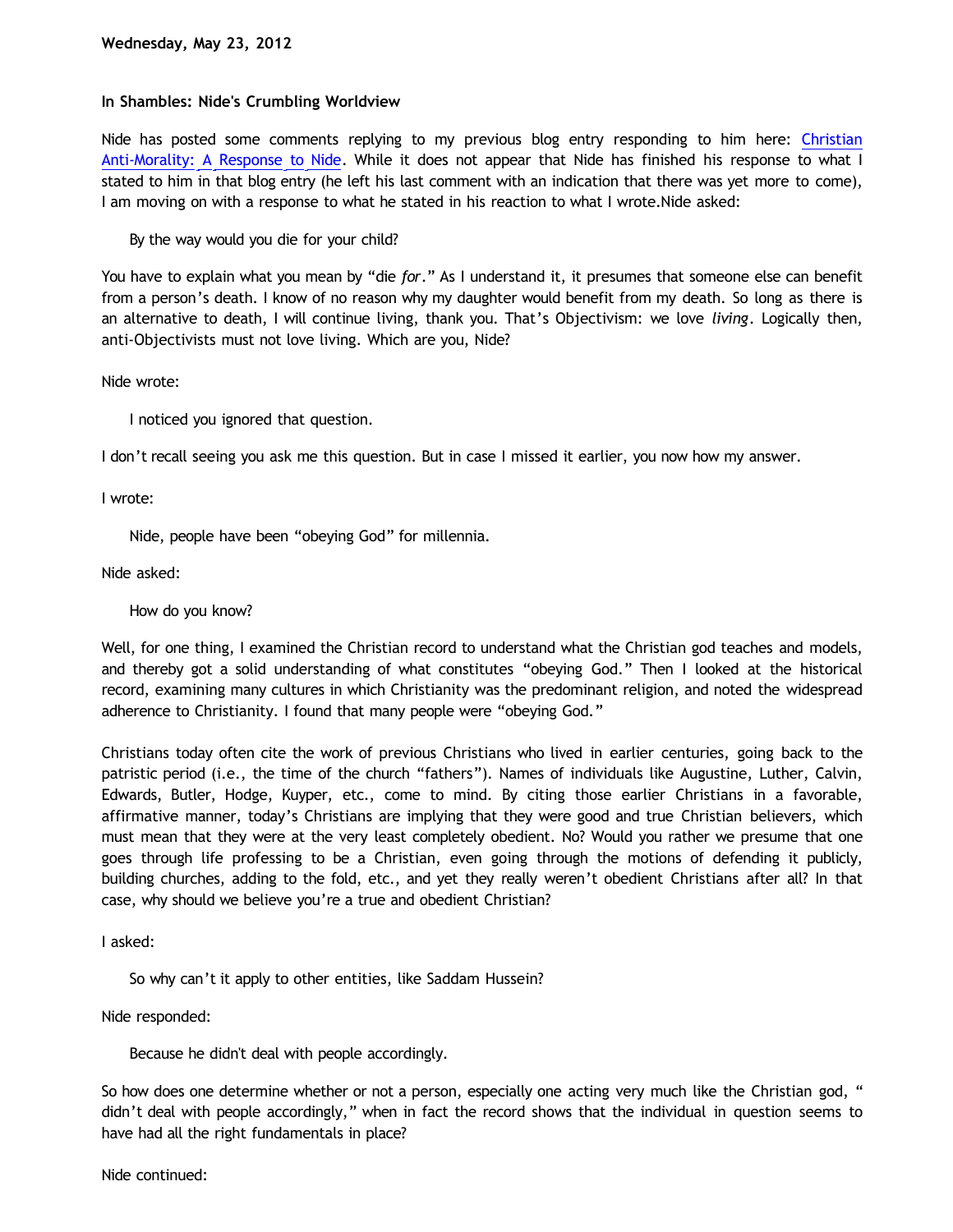**Wednesday, May 23, 2012**

**In Shambles: Nide's Crumbling Worldview**

Nide has posted some comments replying to my previous blog entry responding to him here: Christian Anti-Morality: A Response to Nide. While it does not appear that Nide has finished his response to what I stated to him in that blog entry (he left his last comment with an indication that there was yet more to come), I am moving on with a response to what he stated in his reaction to what I wrote.Nide asked:

> By the way would you die for your child?

You have to explain what you mean by "die *for*." As I understand it, it presumes that someone else can benefit from a person's death. I know of no reason why my daughter would benefit from my death. So long as there is an alternative to death, I will continue living, thank you. That's Objectivism: we love *living*. Logically then, anti-Objectivists must not love living. Which are you, Nide?

Nide wrote:

> I noticed you ignored that question.

I don't recall seeing you ask me this question. But in case I missed it earlier, you now how my answer.

I wrote:

> Nide, people have been "obeying God" for millennia.

Nide asked:

> How do you know?

Well, for one thing, I examined the Christian record to understand what the Christian god teaches and models, and thereby got a solid understanding of what constitutes "obeying God." Then I looked at the historical record, examining many cultures in which Christianity was the predominant religion, and noted the widespread adherence to Christianity. I found that many people were "obeying God."

Christians today often cite the work of previous Christians who lived in earlier centuries, going back to the patristic period (i.e., the time of the church "fathers"). Names of individuals like Augustine, Luther, Calvin, Edwards, Butler, Hodge, Kuyper, etc., come to mind. By citing those earlier Christians in a favorable, affirmative manner, today's Christians are implying that they were good and true Christian believers, which must mean that they were at the very least completely obedient. No? Would you rather we presume that one goes through life professing to be a Christian, even going through the motions of defending it publicly, building churches, adding to the fold, etc., and yet they really weren't obedient Christians after all? In that case, why should we believe you're a true and obedient Christian?

I asked:

> So why can't it apply to other entities, like Saddam Hussein?

Nide responded:

> Because he didn't deal with people accordingly.

So how does one determine whether or not a person, especially one acting very much like the Christian god, " didn't deal with people accordingly," when in fact the record shows that the individual in question seems to have had all the right fundamentals in place?

Nide continued: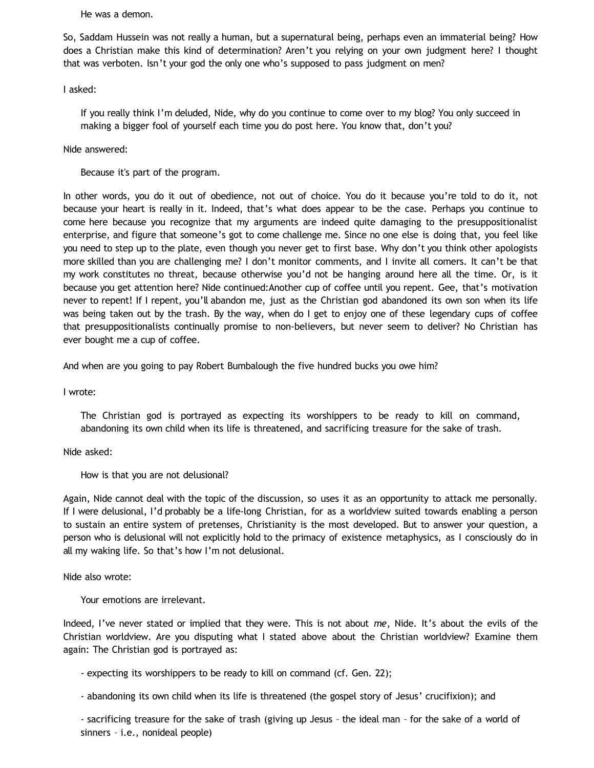> He was a demon.

So, Saddam Hussein was not really a human, but a supernatural being, perhaps even an immaterial being? How does a Christian make this kind of determination? Aren't you relying on your own judgment here? I thought that was verboten. Isn't your god the only one who's supposed to pass judgment on men?

I asked:

> If you really think I'm deluded, Nide, why do you continue to come over to my blog? You only succeed in making a bigger fool of yourself each time you do post here. You know that, don't you?

Nide answered:

> Because it's part of the program.

In other words, you do it out of obedience, not out of choice. You do it because you're told to do it, not because your heart is really in it. Indeed, that's what does appear to be the case. Perhaps you continue to come here because you recognize that my arguments are indeed quite damaging to the presuppositionalist enterprise, and figure that someone's got to come challenge me. Since no one else is doing that, you feel like you need to step up to the plate, even though you never get to first base. Why don't you think other apologists more skilled than you are challenging me? I don't monitor comments, and I invite all comers. It can't be that my work constitutes no threat, because otherwise you'd not be hanging around here all the time. Or, is it because you get attention here? Nide continued:Another cup of coffee until you repent. Gee, that's motivation never to repent! If I repent, you'll abandon me, just as the Christian god abandoned its own son when its life was being taken out by the trash. By the way, when do I get to enjoy one of these legendary cups of coffee that presuppositionalists continually promise to non-believers, but never seem to deliver? No Christian has ever bought me a cup of coffee.

And when are you going to pay Robert Bumbalough the five hundred bucks you owe him?

I wrote:

> The Christian god is portrayed as expecting its worshippers to be ready to kill on command, abandoning its own child when its life is threatened, and sacrificing treasure for the sake of trash.

Nide asked:

> How is that you are not delusional?

Again, Nide cannot deal with the topic of the discussion, so uses it as an opportunity to attack me personally. If I were delusional, I'd probably be a life-long Christian, for as a worldview suited towards enabling a person to sustain an entire system of pretenses, Christianity is the most developed. But to answer your question, a person who is delusional will not explicitly hold to the primacy of existence metaphysics, as I consciously do in all my waking life. So that's how I'm not delusional.

Nide also wrote:

> Your emotions are irrelevant.

Indeed, I've never stated or implied that they were. This is not about *me*, Nide. It's about the evils of the Christian worldview. Are you disputing what I stated above about the Christian worldview? Examine them again: The Christian god is portrayed as:

> - expecting its worshippers to be ready to kill on command (cf. Gen. 22);
>
> - abandoning its own child when its life is threatened (the gospel story of Jesus' crucifixion); and
>
> - sacrificing treasure for the sake of trash (giving up Jesus – the ideal man – for the sake of a world of sinners – i.e., nonideal people)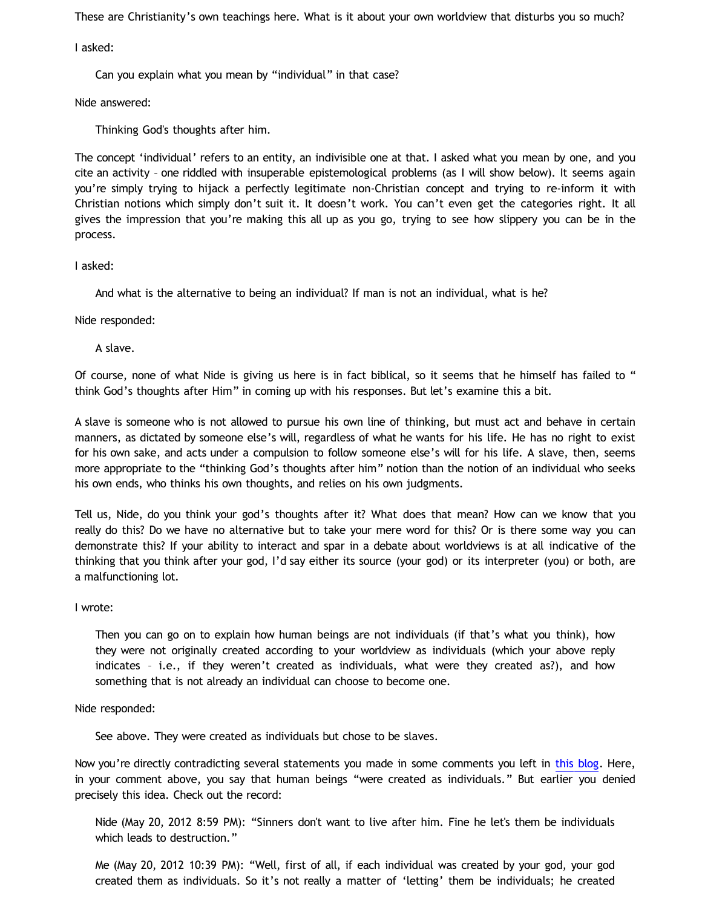These are Christianity's own teachings here. What is it about your own worldview that disturbs you so much?

I asked:

> Can you explain what you mean by "individual" in that case?

Nide answered:

> Thinking God's thoughts after him.

The concept 'individual' refers to an entity, an indivisible one at that. I asked what you mean by one, and you cite an activity – one riddled with insuperable epistemological problems (as I will show below). It seems again you're simply trying to hijack a perfectly legitimate non-Christian concept and trying to re-inform it with Christian notions which simply don't suit it. It doesn't work. You can't even get the categories right. It all gives the impression that you're making this all up as you go, trying to see how slippery you can be in the process.

I asked:

> And what is the alternative to being an individual? If man is not an individual, what is he?

Nide responded:

> A slave.

Of course, none of what Nide is giving us here is in fact biblical, so it seems that he himself has failed to " think God's thoughts after Him" in coming up with his responses. But let's examine this a bit.

A slave is someone who is not allowed to pursue his own line of thinking, but must act and behave in certain manners, as dictated by someone else's will, regardless of what he wants for his life. He has no right to exist for his own sake, and acts under a compulsion to follow someone else's will for his life. A slave, then, seems more appropriate to the "thinking God's thoughts after him" notion than the notion of an individual who seeks his own ends, who thinks his own thoughts, and relies on his own judgments.

Tell us, Nide, do you think your god's thoughts after it? What does that mean? How can we know that you really do this? Do we have no alternative but to take your mere word for this? Or is there some way you can demonstrate this? If your ability to interact and spar in a debate about worldviews is at all indicative of the thinking that you think after your god, I'd say either its source (your god) or its interpreter (you) or both, are a malfunctioning lot.

I wrote:

> Then you can go on to explain how human beings are not individuals (if that's what you think), how they were not originally created according to your worldview as individuals (which your above reply indicates – i.e., if they weren't created as individuals, what were they created as?), and how something that is not already an individual can choose to become one.

Nide responded:

> See above. They were created as individuals but chose to be slaves.

Now you're directly contradicting several statements you made in some comments you left in [this blog](). Here, in your comment above, you say that human beings "were created as individuals." But earlier you denied precisely this idea. Check out the record:

> Nide (May 20, 2012 8:59 PM): "Sinners don't want to live after him. Fine he let's them be individuals which leads to destruction."
>
> Me (May 20, 2012 10:39 PM): "Well, first of all, if each individual was created by your god, your god created them as individuals. So it's not really a matter of 'letting' them be individuals; he created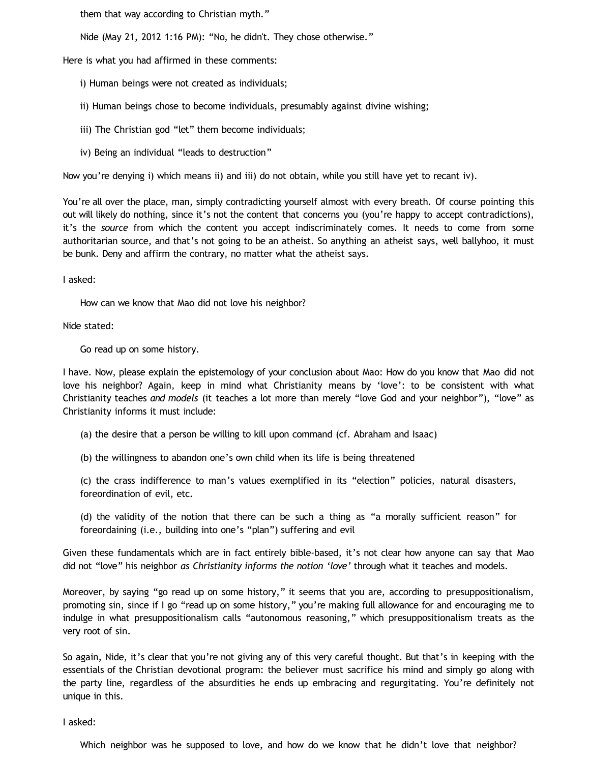> them that way according to Christian myth."

> Nide (May 21, 2012 1:16 PM): "No, he didn't. They chose otherwise."

Here is what you had affirmed in these comments:

> i) Human beings were not created as individuals;

> ii) Human beings chose to become individuals, presumably against divine wishing;

> iii) The Christian god "let" them become individuals;

> iv) Being an individual "leads to destruction"

Now you're denying i) which means ii) and iii) do not obtain, while you still have yet to recant iv).

You're all over the place, man, simply contradicting yourself almost with every breath. Of course pointing this out will likely do nothing, since it's not the content that concerns you (you're happy to accept contradictions), it's the *source* from which the content you accept indiscriminately comes. It needs to come from some authoritarian source, and that's not going to be an atheist. So anything an atheist says, well ballyhoo, it must be bunk. Deny and affirm the contrary, no matter what the atheist says.

I asked:

> How can we know that Mao did not love his neighbor?

Nide stated:

> Go read up on some history.

I have. Now, please explain the epistemology of your conclusion about Mao: How do you know that Mao did not love his neighbor? Again, keep in mind what Christianity means by 'love': to be consistent with what Christianity teaches *and models* (it teaches a lot more than merely "love God and your neighbor"), "love" as Christianity informs it must include:

> (a) the desire that a person be willing to kill upon command (cf. Abraham and Isaac)

> (b) the willingness to abandon one's own child when its life is being threatened

> (c) the crass indifference to man's values exemplified in its "election" policies, natural disasters, foreordination of evil, etc.

> (d) the validity of the notion that there can be such a thing as "a morally sufficient reason" for foreordaining (i.e., building into one's "plan") suffering and evil

Given these fundamentals which are in fact entirely bible-based, it's not clear how anyone can say that Mao did not "love" his neighbor *as Christianity informs the notion 'love'* through what it teaches and models.

Moreover, by saying "go read up on some history," it seems that you are, according to presuppositionalism, promoting sin, since if I go "read up on some history," you're making full allowance for and encouraging me to indulge in what presuppositionalism calls "autonomous reasoning," which presuppositionalism treats as the very root of sin.

So again, Nide, it's clear that you're not giving any of this very careful thought. But that's in keeping with the essentials of the Christian devotional program: the believer must sacrifice his mind and simply go along with the party line, regardless of the absurdities he ends up embracing and regurgitating. You're definitely not unique in this.

I asked:

> Which neighbor was he supposed to love, and how do we know that he didn't love that neighbor?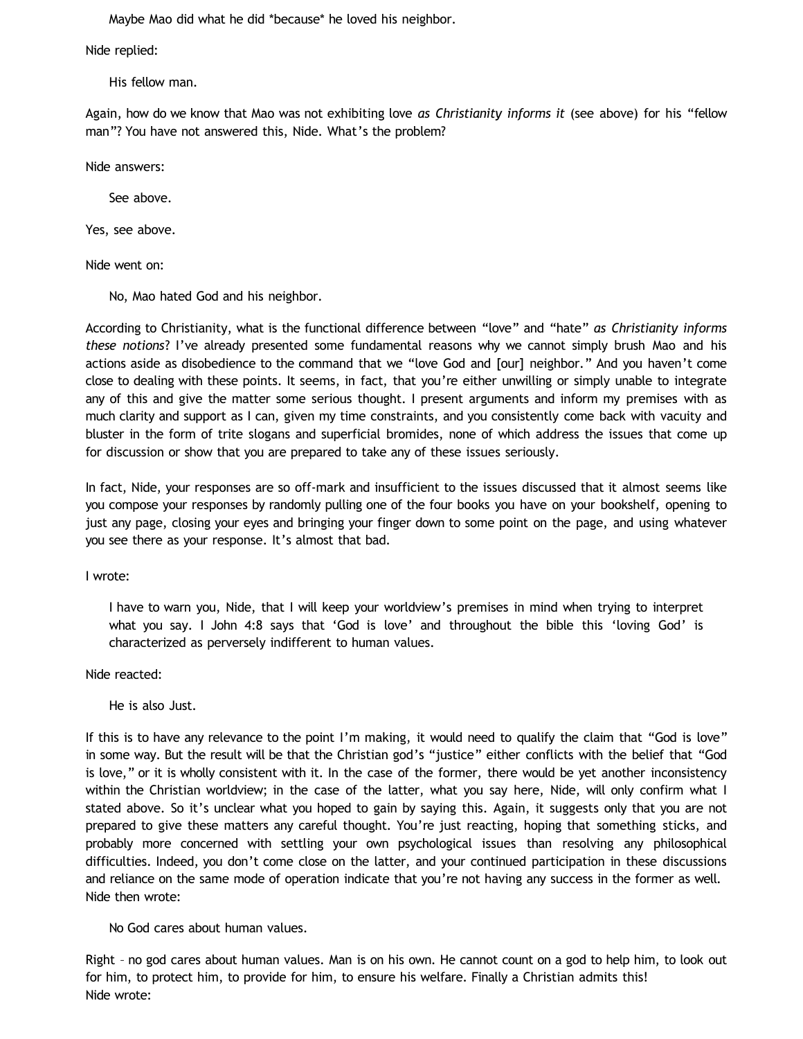> Maybe Mao did what he did *because* he loved his neighbor.

Nide replied:

> His fellow man.

Again, how do we know that Mao was not exhibiting love *as Christianity informs it* (see above) for his "fellow man"? You have not answered this, Nide. What's the problem?

Nide answers:

> See above.

Yes, see above.

Nide went on:

> No, Mao hated God and his neighbor.

According to Christianity, what is the functional difference between "love" and "hate" *as Christianity informs these notions*? I've already presented some fundamental reasons why we cannot simply brush Mao and his actions aside as disobedience to the command that we "love God and [our] neighbor." And you haven't come close to dealing with these points. It seems, in fact, that you're either unwilling or simply unable to integrate any of this and give the matter some serious thought. I present arguments and inform my premises with as much clarity and support as I can, given my time constraints, and you consistently come back with vacuity and bluster in the form of trite slogans and superficial bromides, none of which address the issues that come up for discussion or show that you are prepared to take any of these issues seriously.

In fact, Nide, your responses are so off-mark and insufficient to the issues discussed that it almost seems like you compose your responses by randomly pulling one of the four books you have on your bookshelf, opening to just any page, closing your eyes and bringing your finger down to some point on the page, and using whatever you see there as your response. It's almost that bad.

I wrote:

> I have to warn you, Nide, that I will keep your worldview's premises in mind when trying to interpret what you say. I John 4:8 says that 'God is love' and throughout the bible this 'loving God' is characterized as perversely indifferent to human values.

Nide reacted:

> He is also Just.

If this is to have any relevance to the point I'm making, it would need to qualify the claim that "God is love" in some way. But the result will be that the Christian god's "justice" either conflicts with the belief that "God is love," or it is wholly consistent with it. In the case of the former, there would be yet another inconsistency within the Christian worldview; in the case of the latter, what you say here, Nide, will only confirm what I stated above. So it's unclear what you hoped to gain by saying this. Again, it suggests only that you are not prepared to give these matters any careful thought. You're just reacting, hoping that something sticks, and probably more concerned with settling your own psychological issues than resolving any philosophical difficulties. Indeed, you don't come close on the latter, and your continued participation in these discussions and reliance on the same mode of operation indicate that you're not having any success in the former as well.
Nide then wrote:

> No God cares about human values.

Right – no god cares about human values. Man is on his own. He cannot count on a god to help him, to look out for him, to protect him, to provide for him, to ensure his welfare. Finally a Christian admits this!
Nide wrote: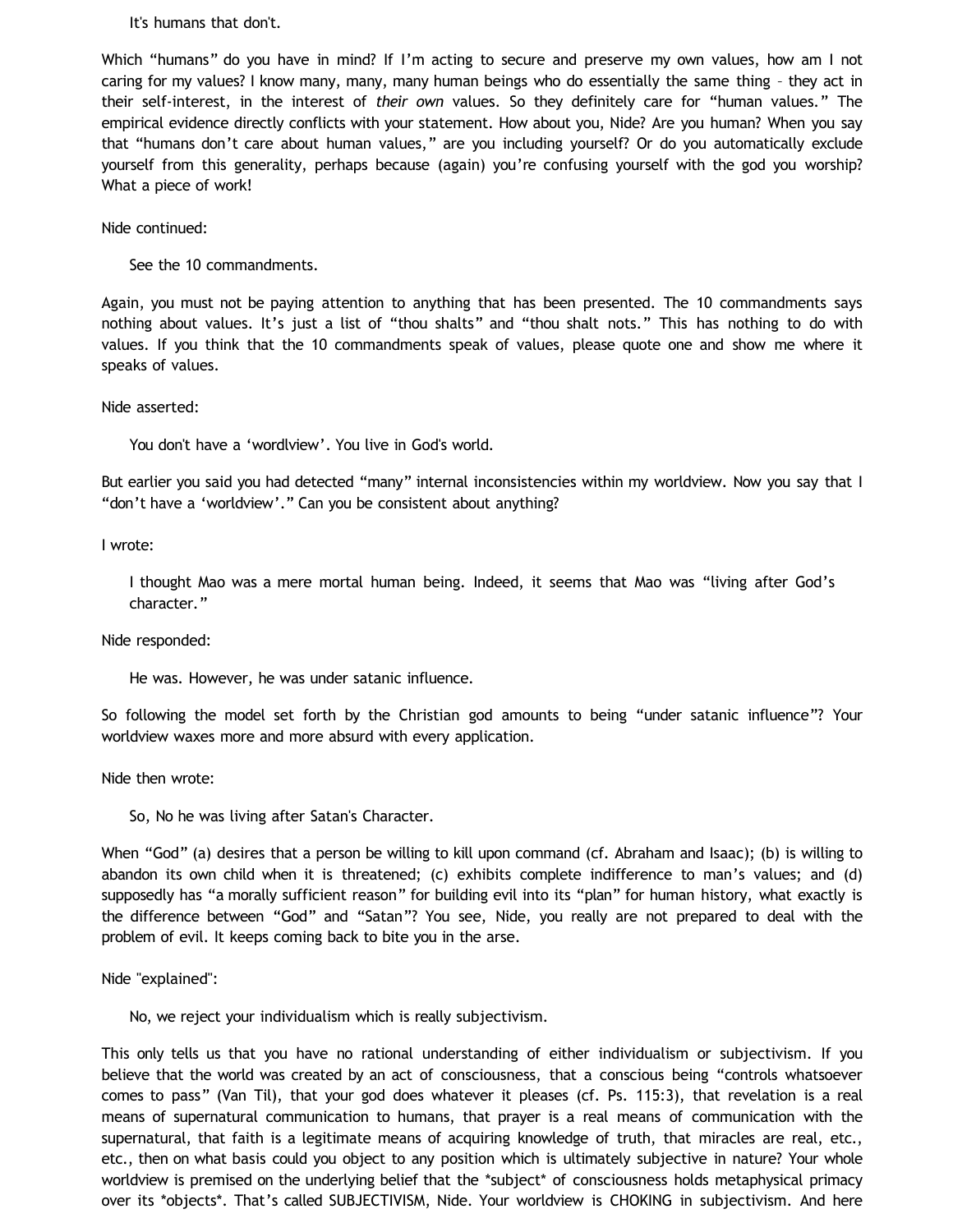> It's humans that don't.

Which "humans" do you have in mind? If I'm acting to secure and preserve my own values, how am I not caring for my values? I know many, many, many human beings who do essentially the same thing – they act in their self-interest, in the interest of *their own* values. So they definitely care for "human values." The empirical evidence directly conflicts with your statement. How about you, Nide? Are you human? When you say that "humans don't care about human values," are you including yourself? Or do you automatically exclude yourself from this generality, perhaps because (again) you're confusing yourself with the god you worship? What a piece of work!

Nide continued:

> See the 10 commandments.

Again, you must not be paying attention to anything that has been presented. The 10 commandments says nothing about values. It's just a list of "thou shalts" and "thou shalt nots." This has nothing to do with values. If you think that the 10 commandments speak of values, please quote one and show me where it speaks of values.

Nide asserted:

> You don't have a 'wordlview'. You live in God's world.

But earlier you said you had detected "many" internal inconsistencies within my worldview. Now you say that I "don't have a 'worldview'." Can you be consistent about anything?

I wrote:

> I thought Mao was a mere mortal human being. Indeed, it seems that Mao was "living after God's character."

Nide responded:

> He was. However, he was under satanic influence.

So following the model set forth by the Christian god amounts to being "under satanic influence"? Your worldview waxes more and more absurd with every application.

Nide then wrote:

> So, No he was living after Satan's Character.

When "God" (a) desires that a person be willing to kill upon command (cf. Abraham and Isaac); (b) is willing to abandon its own child when it is threatened; (c) exhibits complete indifference to man's values; and (d) supposedly has "a morally sufficient reason" for building evil into its "plan" for human history, what exactly is the difference between "God" and "Satan"? You see, Nide, you really are not prepared to deal with the problem of evil. It keeps coming back to bite you in the arse.

Nide "explained":

> No, we reject your individualism which is really subjectivism.

This only tells us that you have no rational understanding of either individualism or subjectivism. If you believe that the world was created by an act of consciousness, that a conscious being "controls whatsoever comes to pass" (Van Til), that your god does whatever it pleases (cf. Ps. 115:3), that revelation is a real means of supernatural communication to humans, that prayer is a real means of communication with the supernatural, that faith is a legitimate means of acquiring knowledge of truth, that miracles are real, etc., etc., then on what basis could you object to any position which is ultimately subjective in nature? Your whole worldview is premised on the underlying belief that the *subject* of consciousness holds metaphysical primacy over its *objects*. That's called SUBJECTIVISM, Nide. Your worldview is CHOKING in subjectivism. And here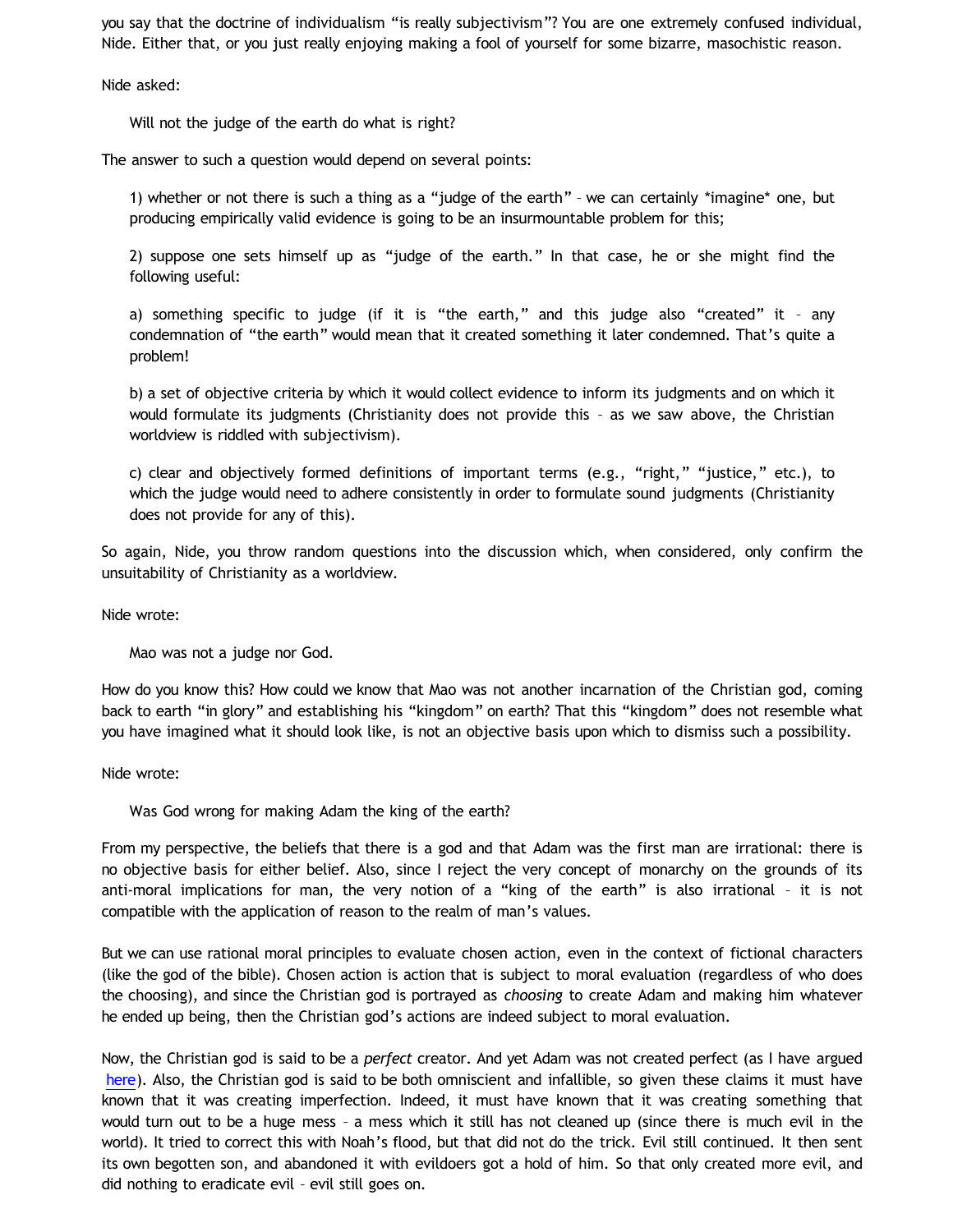you say that the doctrine of individualism "is really subjectivism"? You are one extremely confused individual, Nide. Either that, or you just really enjoying making a fool of yourself for some bizarre, masochistic reason.

Nide asked:

> Will not the judge of the earth do what is right?

The answer to such a question would depend on several points:

> 1) whether or not there is such a thing as a "judge of the earth" – we can certainly *imagine* one, but producing empirically valid evidence is going to be an insurmountable problem for this;
>
> 2) suppose one sets himself up as "judge of the earth." In that case, he or she might find the following useful:
>
> a) something specific to judge (if it is "the earth," and this judge also "created" it – any condemnation of "the earth" would mean that it created something it later condemned. That's quite a problem!
>
> b) a set of objective criteria by which it would collect evidence to inform its judgments and on which it would formulate its judgments (Christianity does not provide this – as we saw above, the Christian worldview is riddled with subjectivism).
>
> c) clear and objectively formed definitions of important terms (e.g., "right," "justice," etc.), to which the judge would need to adhere consistently in order to formulate sound judgments (Christianity does not provide for any of this).

So again, Nide, you throw random questions into the discussion which, when considered, only confirm the unsuitability of Christianity as a worldview.

Nide wrote:

> Mao was not a judge nor God.

How do you know this? How could we know that Mao was not another incarnation of the Christian god, coming back to earth "in glory" and establishing his "kingdom" on earth? That this "kingdom" does not resemble what you have imagined what it should look like, is not an objective basis upon which to dismiss such a possibility.

Nide wrote:

> Was God wrong for making Adam the king of the earth?

From my perspective, the beliefs that there is a god and that Adam was the first man are irrational: there is no objective basis for either belief. Also, since I reject the very concept of monarchy on the grounds of its anti-moral implications for man, the very notion of a "king of the earth" is also irrational – it is not compatible with the application of reason to the realm of man's values.

But we can use rational moral principles to evaluate chosen action, even in the context of fictional characters (like the god of the bible). Chosen action is action that is subject to moral evaluation (regardless of who does the choosing), and since the Christian god is portrayed as *choosing* to create Adam and making him whatever he ended up being, then the Christian god's actions are indeed subject to moral evaluation.

Now, the Christian god is said to be a *perfect* creator. And yet Adam was not created perfect (as I have argued here). Also, the Christian god is said to be both omniscient and infallible, so given these claims it must have known that it was creating imperfection. Indeed, it must have known that it was creating something that would turn out to be a huge mess – a mess which it still has not cleaned up (since there is much evil in the world). It tried to correct this with Noah's flood, but that did not do the trick. Evil still continued. It then sent its own begotten son, and abandoned it with evildoers got a hold of him. So that only created more evil, and did nothing to eradicate evil – evil still goes on.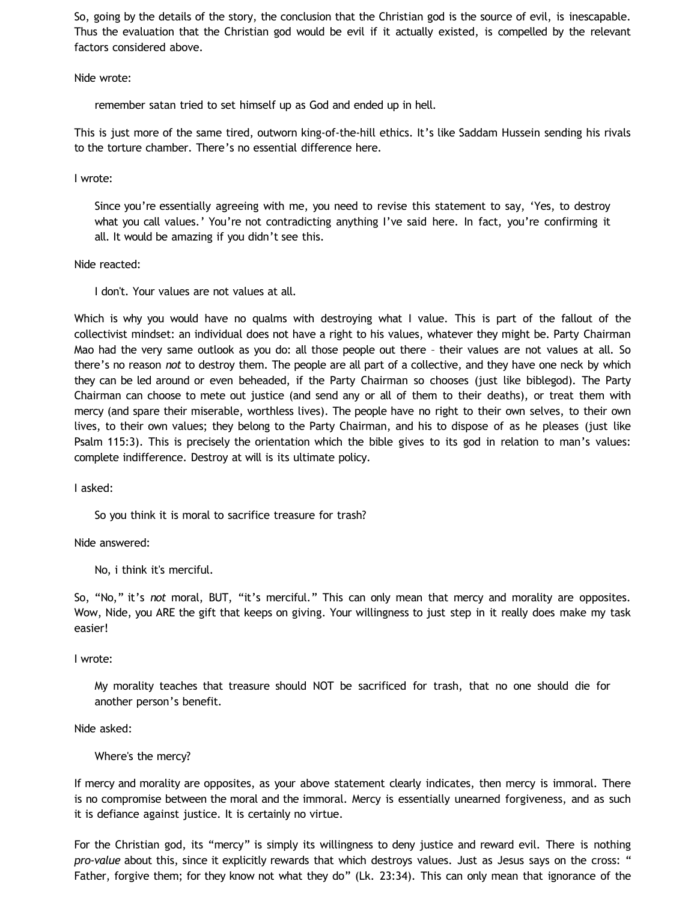So, going by the details of the story, the conclusion that the Christian god is the source of evil, is inescapable. Thus the evaluation that the Christian god would be evil if it actually existed, is compelled by the relevant factors considered above.

Nide wrote:

> remember satan tried to set himself up as God and ended up in hell.

This is just more of the same tired, outworn king-of-the-hill ethics. It's like Saddam Hussein sending his rivals to the torture chamber. There's no essential difference here.

I wrote:

> Since you're essentially agreeing with me, you need to revise this statement to say, 'Yes, to destroy what you call values.' You're not contradicting anything I've said here. In fact, you're confirming it all. It would be amazing if you didn't see this.

Nide reacted:

> I don't. Your values are not values at all.

Which is why you would have no qualms with destroying what I value. This is part of the fallout of the collectivist mindset: an individual does not have a right to his values, whatever they might be. Party Chairman Mao had the very same outlook as you do: all those people out there – their values are not values at all. So there's no reason *not* to destroy them. The people are all part of a collective, and they have one neck by which they can be led around or even beheaded, if the Party Chairman so chooses (just like biblegod). The Party Chairman can choose to mete out justice (and send any or all of them to their deaths), or treat them with mercy (and spare their miserable, worthless lives). The people have no right to their own selves, to their own lives, to their own values; they belong to the Party Chairman, and his to dispose of as he pleases (just like Psalm 115:3). This is precisely the orientation which the bible gives to its god in relation to man's values: complete indifference. Destroy at will is its ultimate policy.

I asked:

> So you think it is moral to sacrifice treasure for trash?

Nide answered:

> No, i think it's merciful.

So, "No," it's *not* moral, BUT, "it's merciful." This can only mean that mercy and morality are opposites. Wow, Nide, you ARE the gift that keeps on giving. Your willingness to just step in it really does make my task easier!

I wrote:

> My morality teaches that treasure should NOT be sacrificed for trash, that no one should die for another person's benefit.

Nide asked:

> Where's the mercy?

If mercy and morality are opposites, as your above statement clearly indicates, then mercy is immoral. There is no compromise between the moral and the immoral. Mercy is essentially unearned forgiveness, and as such it is defiance against justice. It is certainly no virtue.

For the Christian god, its "mercy" is simply its willingness to deny justice and reward evil. There is nothing *pro-value* about this, since it explicitly rewards that which destroys values. Just as Jesus says on the cross: " Father, forgive them; for they know not what they do" (Lk. 23:34). This can only mean that ignorance of the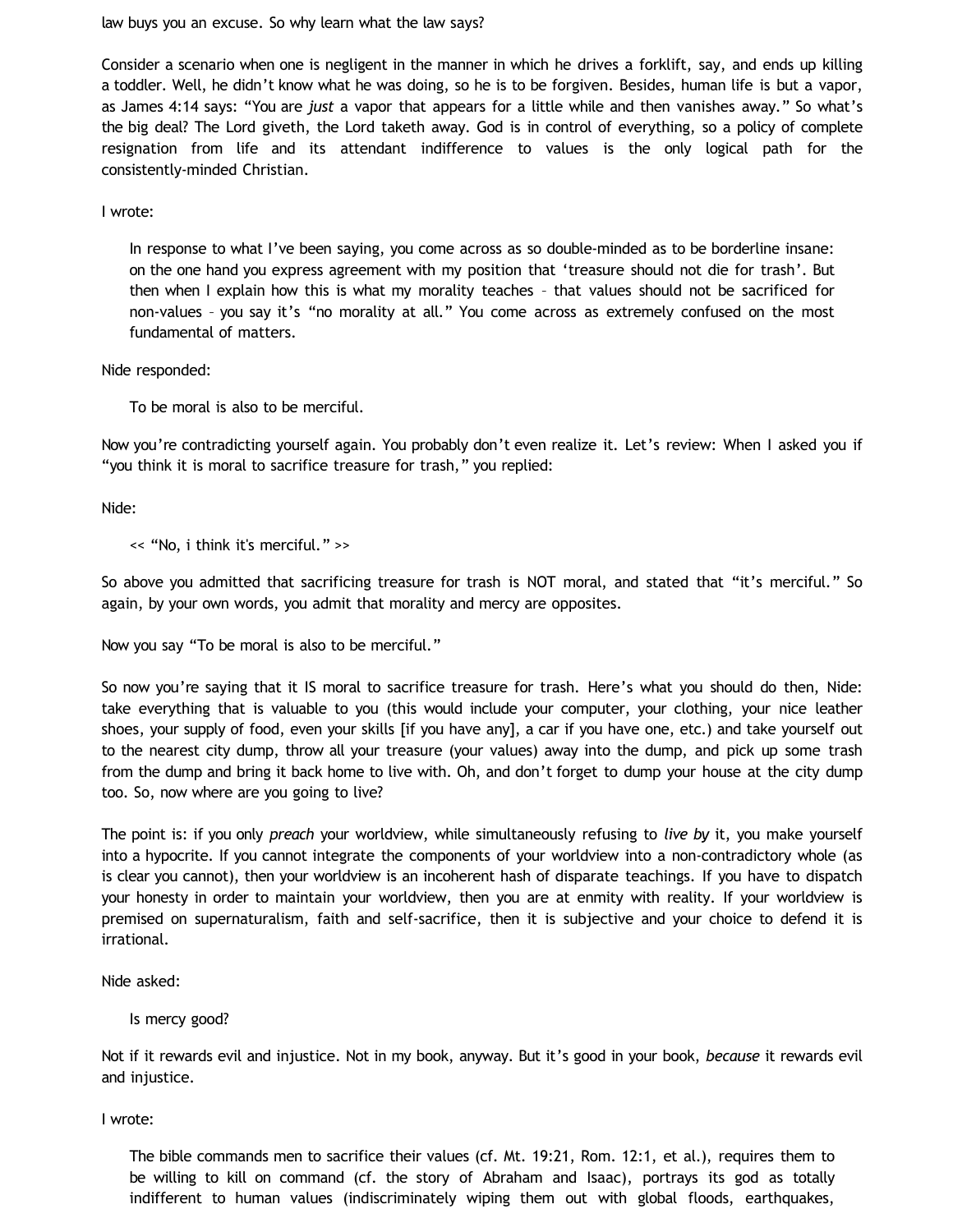law buys you an excuse. So why learn what the law says?

Consider a scenario when one is negligent in the manner in which he drives a forklift, say, and ends up killing a toddler. Well, he didn't know what he was doing, so he is to be forgiven. Besides, human life is but a vapor, as James 4:14 says: "You are *just* a vapor that appears for a little while and then vanishes away." So what's the big deal? The Lord giveth, the Lord taketh away. God is in control of everything, so a policy of complete resignation from life and its attendant indifference to values is the only logical path for the consistently-minded Christian.

I wrote:

> In response to what I've been saying, you come across as so double-minded as to be borderline insane: on the one hand you express agreement with my position that 'treasure should not die for trash'. But then when I explain how this is what my morality teaches – that values should not be sacrificed for non-values – you say it's "no morality at all." You come across as extremely confused on the most fundamental of matters.

Nide responded:

> To be moral is also to be merciful.

Now you're contradicting yourself again. You probably don't even realize it. Let's review: When I asked you if "you think it is moral to sacrifice treasure for trash," you replied:

Nide:

> << "No, i think it's merciful." >>

So above you admitted that sacrificing treasure for trash is NOT moral, and stated that "it's merciful." So again, by your own words, you admit that morality and mercy are opposites.

Now you say "To be moral is also to be merciful."

So now you're saying that it IS moral to sacrifice treasure for trash. Here's what you should do then, Nide: take everything that is valuable to you (this would include your computer, your clothing, your nice leather shoes, your supply of food, even your skills [if you have any], a car if you have one, etc.) and take yourself out to the nearest city dump, throw all your treasure (your values) away into the dump, and pick up some trash from the dump and bring it back home to live with. Oh, and don't forget to dump your house at the city dump too. So, now where are you going to live?

The point is: if you only *preach* your worldview, while simultaneously refusing to *live by* it, you make yourself into a hypocrite. If you cannot integrate the components of your worldview into a non-contradictory whole (as is clear you cannot), then your worldview is an incoherent hash of disparate teachings. If you have to dispatch your honesty in order to maintain your worldview, then you are at enmity with reality. If your worldview is premised on supernaturalism, faith and self-sacrifice, then it is subjective and your choice to defend it is irrational.

Nide asked:

> Is mercy good?

Not if it rewards evil and injustice. Not in my book, anyway. But it's good in your book, *because* it rewards evil and injustice.

I wrote:

> The bible commands men to sacrifice their values (cf. Mt. 19:21, Rom. 12:1, et al.), requires them to be willing to kill on command (cf. the story of Abraham and Isaac), portrays its god as totally indifferent to human values (indiscriminately wiping them out with global floods, earthquakes,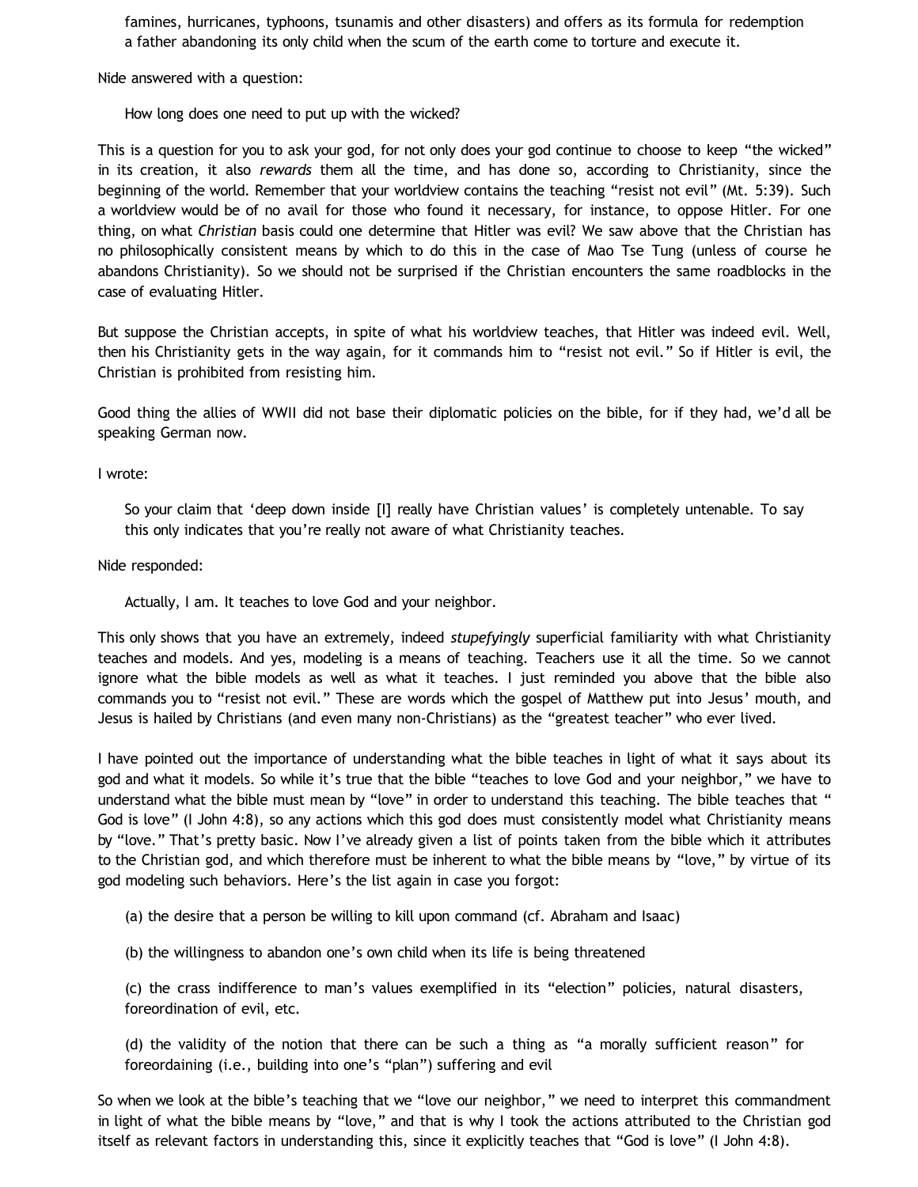> famines, hurricanes, typhoons, tsunamis and other disasters) and offers as its formula for redemption a father abandoning its only child when the scum of the earth come to torture and execute it.

Nide answered with a question:

> How long does one need to put up with the wicked?

This is a question for you to ask your god, for not only does your god continue to choose to keep "the wicked" in its creation, it also *rewards* them all the time, and has done so, according to Christianity, since the beginning of the world. Remember that your worldview contains the teaching "resist not evil" (Mt. 5:39). Such a worldview would be of no avail for those who found it necessary, for instance, to oppose Hitler. For one thing, on what *Christian* basis could one determine that Hitler was evil? We saw above that the Christian has no philosophically consistent means by which to do this in the case of Mao Tse Tung (unless of course he abandons Christianity). So we should not be surprised if the Christian encounters the same roadblocks in the case of evaluating Hitler.

But suppose the Christian accepts, in spite of what his worldview teaches, that Hitler was indeed evil. Well, then his Christianity gets in the way again, for it commands him to "resist not evil." So if Hitler is evil, the Christian is prohibited from resisting him.

Good thing the allies of WWII did not base their diplomatic policies on the bible, for if they had, we'd all be speaking German now.

I wrote:

> So your claim that 'deep down inside [I] really have Christian values' is completely untenable. To say this only indicates that you're really not aware of what Christianity teaches.

Nide responded:

> Actually, I am. It teaches to love God and your neighbor.

This only shows that you have an extremely, indeed *stupefyingly* superficial familiarity with what Christianity teaches and models. And yes, modeling is a means of teaching. Teachers use it all the time. So we cannot ignore what the bible models as well as what it teaches. I just reminded you above that the bible also commands you to "resist not evil." These are words which the gospel of Matthew put into Jesus' mouth, and Jesus is hailed by Christians (and even many non-Christians) as the "greatest teacher" who ever lived.

I have pointed out the importance of understanding what the bible teaches in light of what it says about its god and what it models. So while it's true that the bible "teaches to love God and your neighbor," we have to understand what the bible must mean by "love" in order to understand this teaching. The bible teaches that "God is love" (I John 4:8), so any actions which this god does must consistently model what Christianity means by "love." That's pretty basic. Now I've already given a list of points taken from the bible which it attributes to the Christian god, and which therefore must be inherent to what the bible means by "love," by virtue of its god modeling such behaviors. Here's the list again in case you forgot:

> (a) the desire that a person be willing to kill upon command (cf. Abraham and Isaac)
>
> (b) the willingness to abandon one's own child when its life is being threatened
>
> (c) the crass indifference to man's values exemplified in its "election" policies, natural disasters, foreordination of evil, etc.
>
> (d) the validity of the notion that there can be such a thing as "a morally sufficient reason" for foreordaining (i.e., building into one's "plan") suffering and evil

So when we look at the bible's teaching that we "love our neighbor," we need to interpret this commandment in light of what the bible means by "love," and that is why I took the actions attributed to the Christian god itself as relevant factors in understanding this, since it explicitly teaches that "God is love" (I John 4:8).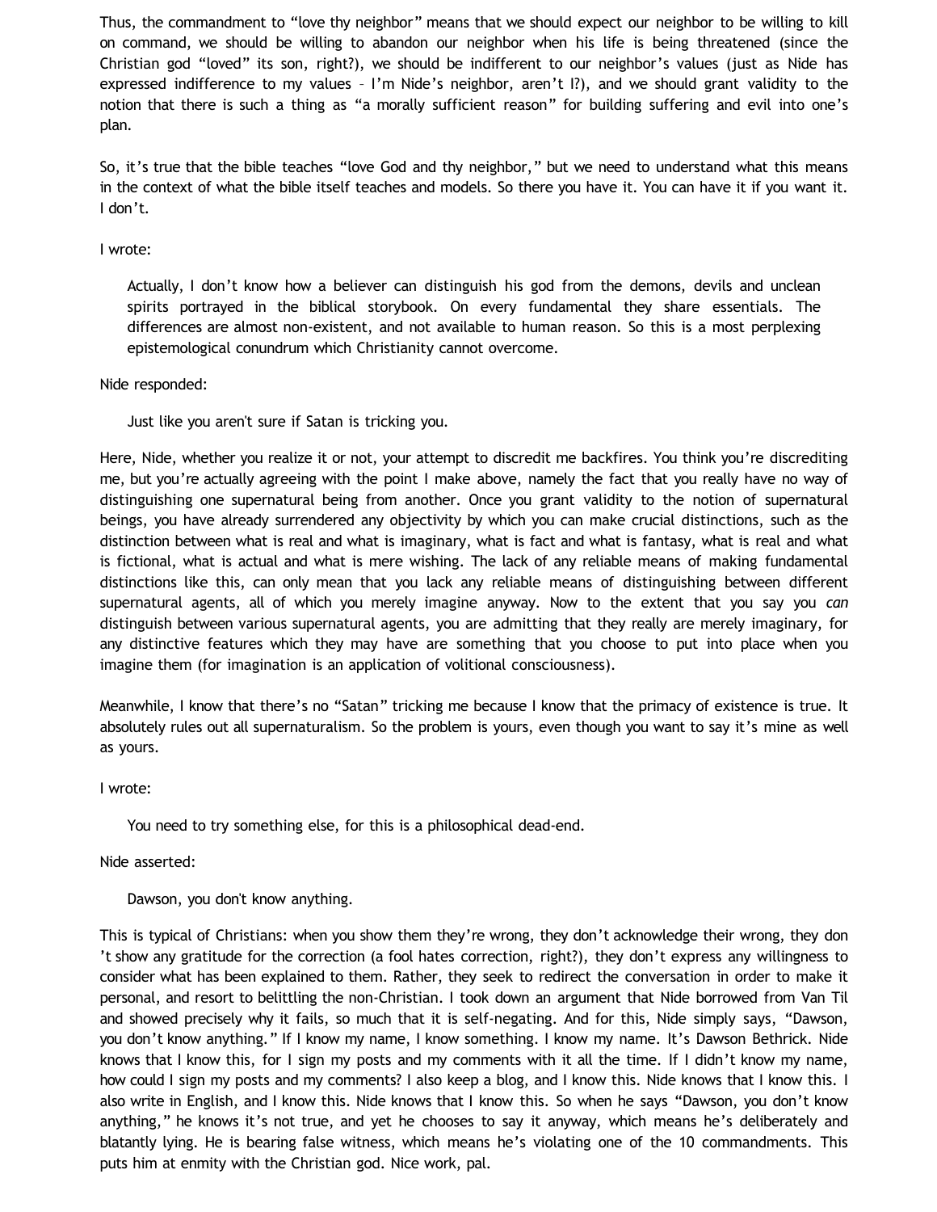Thus, the commandment to "love thy neighbor" means that we should expect our neighbor to be willing to kill on command, we should be willing to abandon our neighbor when his life is being threatened (since the Christian god "loved" its son, right?), we should be indifferent to our neighbor's values (just as Nide has expressed indifference to my values – I'm Nide's neighbor, aren't I?), and we should grant validity to the notion that there is such a thing as "a morally sufficient reason" for building suffering and evil into one's plan.

So, it's true that the bible teaches "love God and thy neighbor," but we need to understand what this means in the context of what the bible itself teaches and models. So there you have it. You can have it if you want it. I don't.

I wrote:

> Actually, I don't know how a believer can distinguish his god from the demons, devils and unclean spirits portrayed in the biblical storybook. On every fundamental they share essentials. The differences are almost non-existent, and not available to human reason. So this is a most perplexing epistemological conundrum which Christianity cannot overcome.

Nide responded:

> Just like you aren't sure if Satan is tricking you.

Here, Nide, whether you realize it or not, your attempt to discredit me backfires. You think you're discrediting me, but you're actually agreeing with the point I make above, namely the fact that you really have no way of distinguishing one supernatural being from another. Once you grant validity to the notion of supernatural beings, you have already surrendered any objectivity by which you can make crucial distinctions, such as the distinction between what is real and what is imaginary, what is fact and what is fantasy, what is real and what is fictional, what is actual and what is mere wishing. The lack of any reliable means of making fundamental distinctions like this, can only mean that you lack any reliable means of distinguishing between different supernatural agents, all of which you merely imagine anyway. Now to the extent that you say you *can* distinguish between various supernatural agents, you are admitting that they really are merely imaginary, for any distinctive features which they may have are something that you choose to put into place when you imagine them (for imagination is an application of volitional consciousness).

Meanwhile, I know that there's no "Satan" tricking me because I know that the primacy of existence is true. It absolutely rules out all supernaturalism. So the problem is yours, even though you want to say it's mine as well as yours.

I wrote:

> You need to try something else, for this is a philosophical dead-end.

Nide asserted:

> Dawson, you don't know anything.

This is typical of Christians: when you show them they're wrong, they don't acknowledge their wrong, they don't show any gratitude for the correction (a fool hates correction, right?), they don't express any willingness to consider what has been explained to them. Rather, they seek to redirect the conversation in order to make it personal, and resort to belittling the non-Christian. I took down an argument that Nide borrowed from Van Til and showed precisely why it fails, so much that it is self-negating. And for this, Nide simply says, "Dawson, you don't know anything." If I know my name, I know something. I know my name. It's Dawson Bethrick. Nide knows that I know this, for I sign my posts and my comments with it all the time. If I didn't know my name, how could I sign my posts and my comments? I also keep a blog, and I know this. Nide knows that I know this. I also write in English, and I know this. Nide knows that I know this. So when he says "Dawson, you don't know anything," he knows it's not true, and yet he chooses to say it anyway, which means he's deliberately and blatantly lying. He is bearing false witness, which means he's violating one of the 10 commandments. This puts him at enmity with the Christian god. Nice work, pal.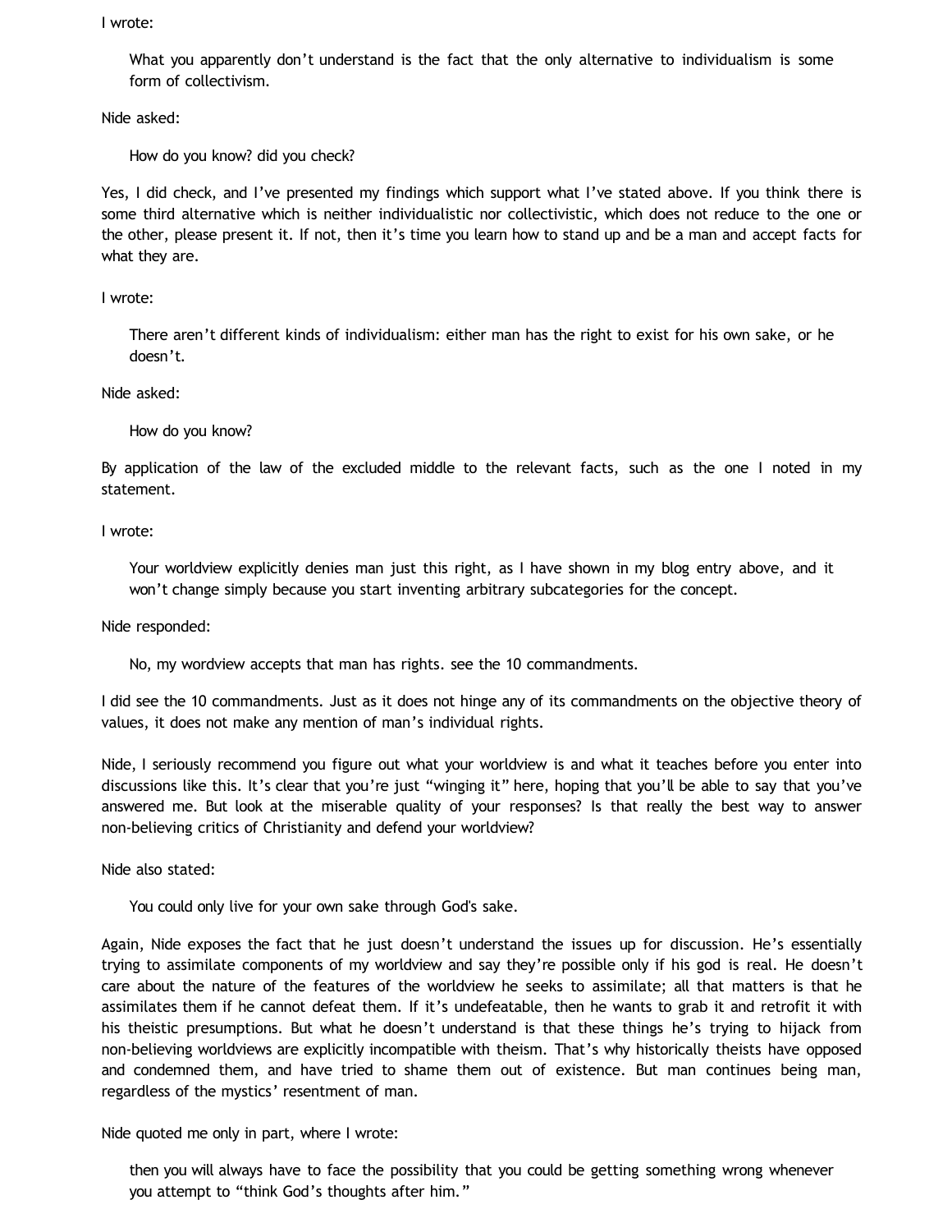I wrote:

> What you apparently don’t understand is the fact that the only alternative to individualism is some form of collectivism.

Nide asked:

> How do you know? did you check?

Yes, I did check, and I’ve presented my findings which support what I’ve stated above. If you think there is some third alternative which is neither individualistic nor collectivistic, which does not reduce to the one or the other, please present it. If not, then it’s time you learn how to stand up and be a man and accept facts for what they are.

I wrote:

> There aren’t different kinds of individualism: either man has the right to exist for his own sake, or he doesn’t.

Nide asked:

> How do you know?

By application of the law of the excluded middle to the relevant facts, such as the one I noted in my statement.

I wrote:

> Your worldview explicitly denies man just this right, as I have shown in my blog entry above, and it won’t change simply because you start inventing arbitrary subcategories for the concept.

Nide responded:

> No, my wordview accepts that man has rights. see the 10 commandments.

I did see the 10 commandments. Just as it does not hinge any of its commandments on the objective theory of values, it does not make any mention of man’s individual rights.

Nide, I seriously recommend you figure out what your worldview is and what it teaches before you enter into discussions like this. It’s clear that you’re just “winging it” here, hoping that you’ll be able to say that you’ve answered me. But look at the miserable quality of your responses? Is that really the best way to answer non-believing critics of Christianity and defend your worldview?

Nide also stated:

> You could only live for your own sake through God's sake.

Again, Nide exposes the fact that he just doesn’t understand the issues up for discussion. He’s essentially trying to assimilate components of my worldview and say they’re possible only if his god is real. He doesn’t care about the nature of the features of the worldview he seeks to assimilate; all that matters is that he assimilates them if he cannot defeat them. If it’s undefeatable, then he wants to grab it and retrofit it with his theistic presumptions. But what he doesn’t understand is that these things he’s trying to hijack from non-believing worldviews are explicitly incompatible with theism. That’s why historically theists have opposed and condemned them, and have tried to shame them out of existence. But man continues being man, regardless of the mystics’ resentment of man.

Nide quoted me only in part, where I wrote:

> then you will always have to face the possibility that you could be getting something wrong whenever you attempt to “think God’s thoughts after him.”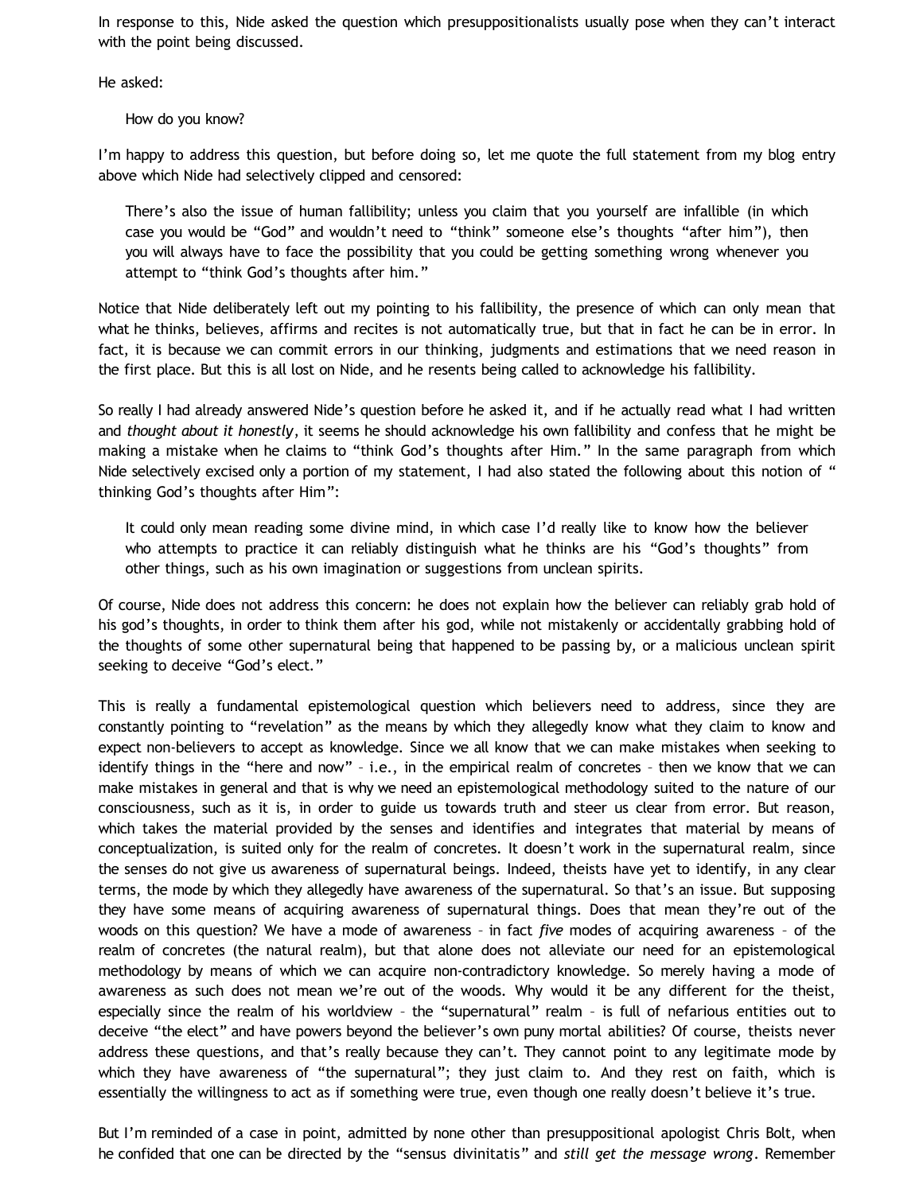In response to this, Nide asked the question which presuppositionalists usually pose when they can't interact with the point being discussed.

He asked:

> How do you know?

I'm happy to address this question, but before doing so, let me quote the full statement from my blog entry above which Nide had selectively clipped and censored:

> There's also the issue of human fallibility; unless you claim that you yourself are infallible (in which case you would be "God" and wouldn't need to "think" someone else's thoughts "after him"), then you will always have to face the possibility that you could be getting something wrong whenever you attempt to "think God's thoughts after him."

Notice that Nide deliberately left out my pointing to his fallibility, the presence of which can only mean that what he thinks, believes, affirms and recites is not automatically true, but that in fact he can be in error. In fact, it is because we can commit errors in our thinking, judgments and estimations that we need reason in the first place. But this is all lost on Nide, and he resents being called to acknowledge his fallibility.

So really I had already answered Nide's question before he asked it, and if he actually read what I had written and *thought about it honestly*, it seems he should acknowledge his own fallibility and confess that he might be making a mistake when he claims to "think God's thoughts after Him." In the same paragraph from which Nide selectively excised only a portion of my statement, I had also stated the following about this notion of " thinking God's thoughts after Him":

> It could only mean reading some divine mind, in which case I'd really like to know how the believer who attempts to practice it can reliably distinguish what he thinks are his "God's thoughts" from other things, such as his own imagination or suggestions from unclean spirits.

Of course, Nide does not address this concern: he does not explain how the believer can reliably grab hold of his god's thoughts, in order to think them after his god, while not mistakenly or accidentally grabbing hold of the thoughts of some other supernatural being that happened to be passing by, or a malicious unclean spirit seeking to deceive "God's elect."

This is really a fundamental epistemological question which believers need to address, since they are constantly pointing to "revelation" as the means by which they allegedly know what they claim to know and expect non-believers to accept as knowledge. Since we all know that we can make mistakes when seeking to identify things in the "here and now" – i.e., in the empirical realm of concretes – then we know that we can make mistakes in general and that is why we need an epistemological methodology suited to the nature of our consciousness, such as it is, in order to guide us towards truth and steer us clear from error. But reason, which takes the material provided by the senses and identifies and integrates that material by means of conceptualization, is suited only for the realm of concretes. It doesn't work in the supernatural realm, since the senses do not give us awareness of supernatural beings. Indeed, theists have yet to identify, in any clear terms, the mode by which they allegedly have awareness of the supernatural. So that's an issue. But supposing they have some means of acquiring awareness of supernatural things. Does that mean they're out of the woods on this question? We have a mode of awareness – in fact *five* modes of acquiring awareness – of the realm of concretes (the natural realm), but that alone does not alleviate our need for an epistemological methodology by means of which we can acquire non-contradictory knowledge. So merely having a mode of awareness as such does not mean we're out of the woods. Why would it be any different for the theist, especially since the realm of his worldview – the "supernatural" realm – is full of nefarious entities out to deceive "the elect" and have powers beyond the believer's own puny mortal abilities? Of course, theists never address these questions, and that's really because they can't. They cannot point to any legitimate mode by which they have awareness of "the supernatural"; they just claim to. And they rest on faith, which is essentially the willingness to act as if something were true, even though one really doesn't believe it's true.

But I'm reminded of a case in point, admitted by none other than presuppositional apologist Chris Bolt, when he confided that one can be directed by the "sensus divinitatis" and *still get the message wrong*. Remember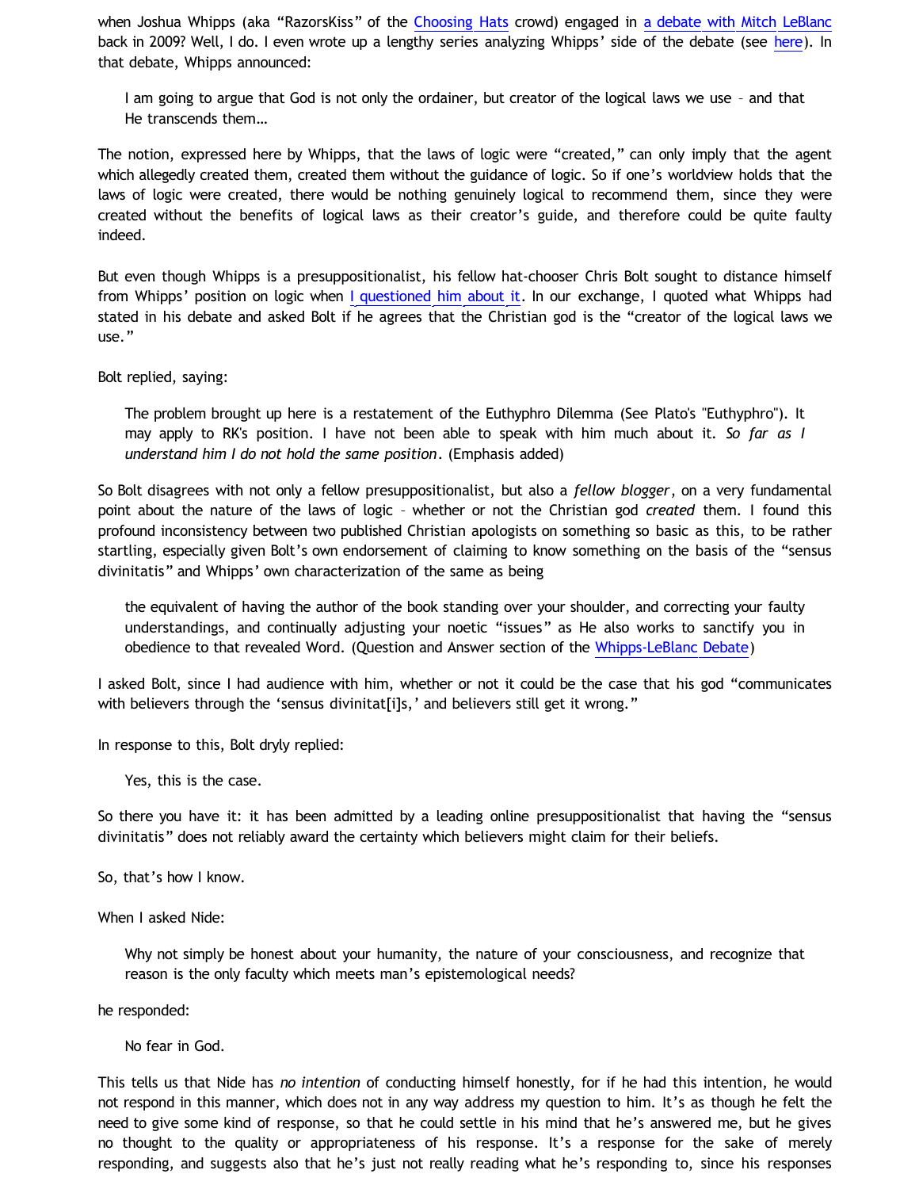when Joshua Whipps (aka "RazorsKiss" of the Choosing Hats crowd) engaged in a debate with Mitch LeBlanc back in 2009? Well, I do. I even wrote up a lengthy series analyzing Whipps' side of the debate (see here). In that debate, Whipps announced:

> I am going to argue that God is not only the ordainer, but creator of the logical laws we use – and that He transcends them…

The notion, expressed here by Whipps, that the laws of logic were "created," can only imply that the agent which allegedly created them, created them without the guidance of logic. So if one's worldview holds that the laws of logic were created, there would be nothing genuinely logical to recommend them, since they were created without the benefits of logical laws as their creator's guide, and therefore could be quite faulty indeed.

But even though Whipps is a presuppositionalist, his fellow hat-chooser Chris Bolt sought to distance himself from Whipps' position on logic when I questioned him about it. In our exchange, I quoted what Whipps had stated in his debate and asked Bolt if he agrees that the Christian god is the "creator of the logical laws we use."

Bolt replied, saying:

> The problem brought up here is a restatement of the Euthyphro Dilemma (See Plato's "Euthyphro"). It may apply to RK's position. I have not been able to speak with him much about it. *So far as I understand him I do not hold the same position*. (Emphasis added)

So Bolt disagrees with not only a fellow presuppositionalist, but also a *fellow blogger*, on a very fundamental point about the nature of the laws of logic – whether or not the Christian god *created* them. I found this profound inconsistency between two published Christian apologists on something so basic as this, to be rather startling, especially given Bolt's own endorsement of claiming to know something on the basis of the "sensus divinitatis" and Whipps' own characterization of the same as being

> the equivalent of having the author of the book standing over your shoulder, and correcting your faulty understandings, and continually adjusting your noetic "issues" as He also works to sanctify you in obedience to that revealed Word. (Question and Answer section of the Whipps-LeBlanc Debate)

I asked Bolt, since I had audience with him, whether or not it could be the case that his god "communicates with believers through the 'sensus divinitat[i]s,' and believers still get it wrong."

In response to this, Bolt dryly replied:

> Yes, this is the case.

So there you have it: it has been admitted by a leading online presuppositionalist that having the "sensus divinitatis" does not reliably award the certainty which believers might claim for their beliefs.

So, that's how I know.

When I asked Nide:

> Why not simply be honest about your humanity, the nature of your consciousness, and recognize that reason is the only faculty which meets man's epistemological needs?

he responded:

> No fear in God.

This tells us that Nide has *no intention* of conducting himself honestly, for if he had this intention, he would not respond in this manner, which does not in any way address my question to him. It's as though he felt the need to give some kind of response, so that he could settle in his mind that he's answered me, but he gives no thought to the quality or appropriateness of his response. It's a response for the sake of merely responding, and suggests also that he's just not really reading what he's responding to, since his responses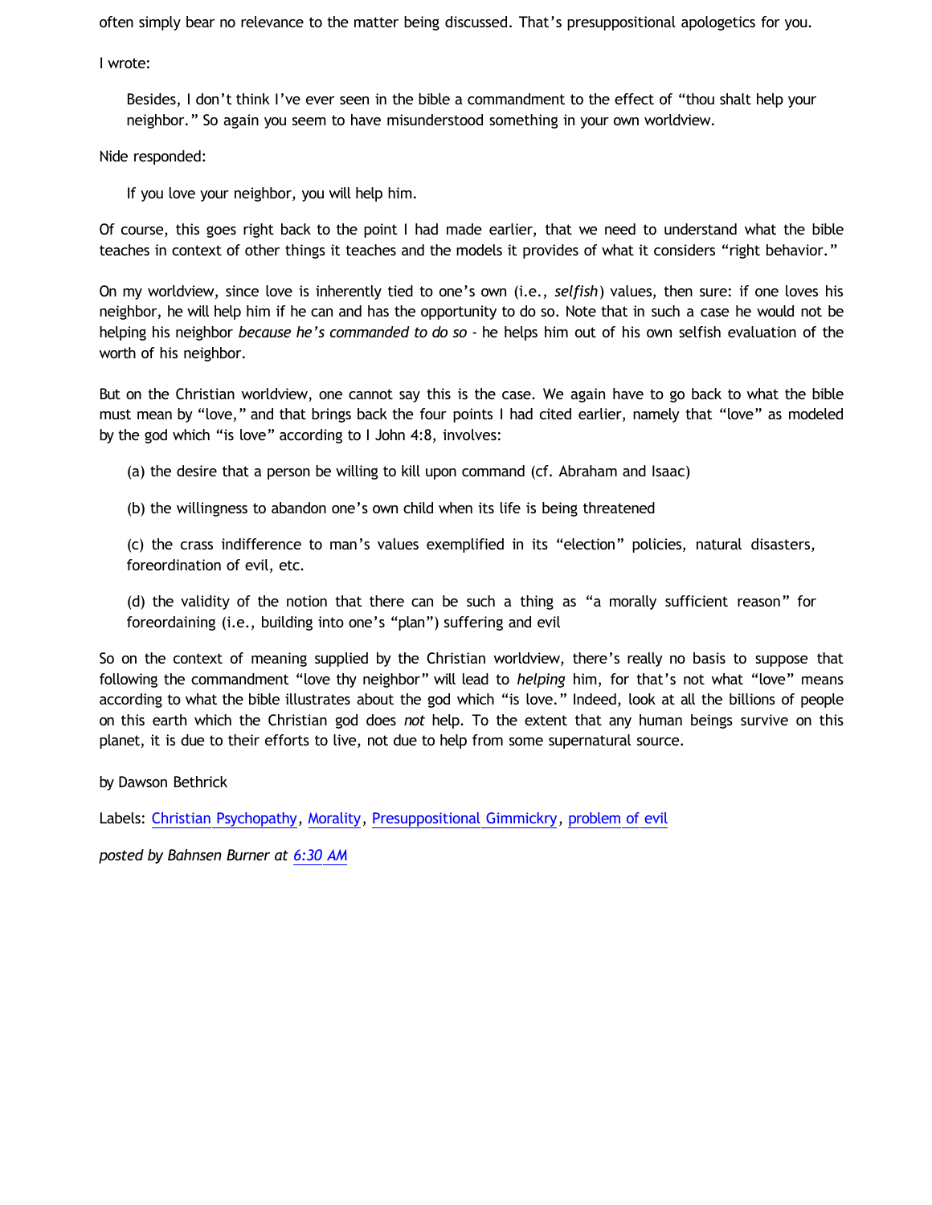often simply bear no relevance to the matter being discussed. That's presuppositional apologetics for you.

I wrote:

> Besides, I don't think I've ever seen in the bible a commandment to the effect of "thou shalt help your neighbor." So again you seem to have misunderstood something in your own worldview.

Nide responded:

> If you love your neighbor, you will help him.

Of course, this goes right back to the point I had made earlier, that we need to understand what the bible teaches in context of other things it teaches and the models it provides of what it considers "right behavior."

On my worldview, since love is inherently tied to one's own (i.e., *selfish*) values, then sure: if one loves his neighbor, he will help him if he can and has the opportunity to do so. Note that in such a case he would not be helping his neighbor *because he's commanded to do so* - he helps him out of his own selfish evaluation of the worth of his neighbor.

But on the Christian worldview, one cannot say this is the case. We again have to go back to what the bible must mean by "love," and that brings back the four points I had cited earlier, namely that "love" as modeled by the god which "is love" according to I John 4:8, involves:

> (a) the desire that a person be willing to kill upon command (cf. Abraham and Isaac)
>
> (b) the willingness to abandon one's own child when its life is being threatened
>
> (c) the crass indifference to man's values exemplified in its "election" policies, natural disasters, foreordination of evil, etc.
>
> (d) the validity of the notion that there can be such a thing as "a morally sufficient reason" for foreordaining (i.e., building into one's "plan") suffering and evil

So on the context of meaning supplied by the Christian worldview, there's really no basis to suppose that following the commandment "love thy neighbor" will lead to *helping* him, for that's not what "love" means according to what the bible illustrates about the god which "is love." Indeed, look at all the billions of people on this earth which the Christian god does *not* help. To the extent that any human beings survive on this planet, it is due to their efforts to live, not due to help from some supernatural source.

by Dawson Bethrick

Labels: Christian Psychopathy, Morality, Presuppositional Gimmickry, problem of evil

*posted by Bahnsen Burner at 6:30 AM*